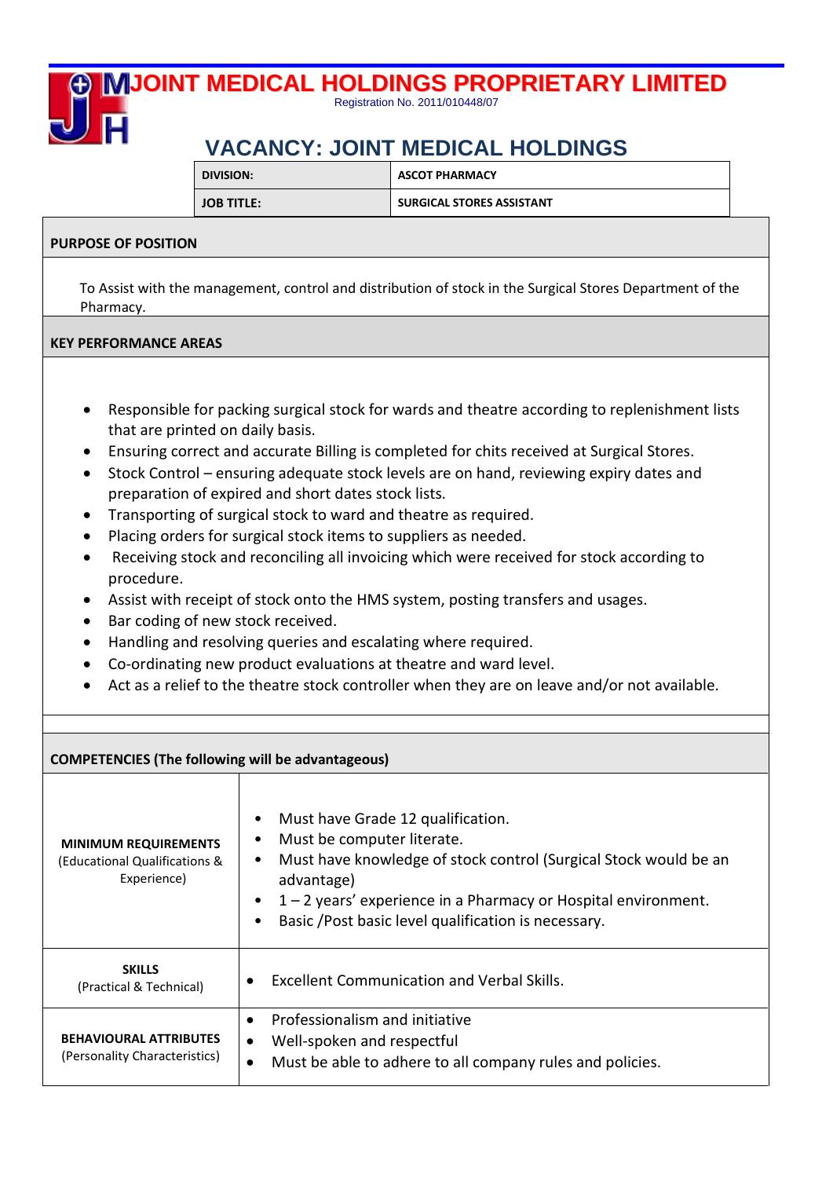# JOINT MEDICAL HOLDINGS PROPRIETARY LIMITED

Registration No. 2011/010448/07

## VACANCY: JOINT MEDICAL HOLDINGS

| DIVISION: | ASCOT PHARMACY |
|---|---|
| JOB TITLE: | SURGICAL STORES ASSISTANT |

### PURPOSE OF POSITION

To Assist with the management, control and distribution of stock in the Surgical Stores Department of the Pharmacy.

### KEY PERFORMANCE AREAS

- Responsible for packing surgical stock for wards and theatre according to replenishment lists that are printed on daily basis.
- Ensuring correct and accurate Billing is completed for chits received at Surgical Stores.
- Stock Control – ensuring adequate stock levels are on hand, reviewing expiry dates and preparation of expired and short dates stock lists.
- Transporting of surgical stock to ward and theatre as required.
- Placing orders for surgical stock items to suppliers as needed.
- Receiving stock and reconciling all invoicing which were received for stock according to procedure.
- Assist with receipt of stock onto the HMS system, posting transfers and usages.
- Bar coding of new stock received.
- Handling and resolving queries and escalating where required.
- Co-ordinating new product evaluations at theatre and ward level.
- Act as a relief to the theatre stock controller when they are on leave and/or not available.

### COMPETENCIES (The following will be advantageous)

| | |
|---|---|
| **MINIMUM REQUIREMENTS** (Educational Qualifications & Experience) | • Must have Grade 12 qualification.<br>• Must be computer literate.<br>• Must have knowledge of stock control (Surgical Stock would be an advantage)<br>• 1 – 2 years' experience in a Pharmacy or Hospital environment.<br>• Basic /Post basic level qualification is necessary. |
| **SKILLS** (Practical & Technical) | • Excellent Communication and Verbal Skills. |
| **BEHAVIOURAL ATTRIBUTES** (Personality Characteristics) | • Professionalism and initiative<br>• Well-spoken and respectful<br>• Must be able to adhere to all company rules and policies. |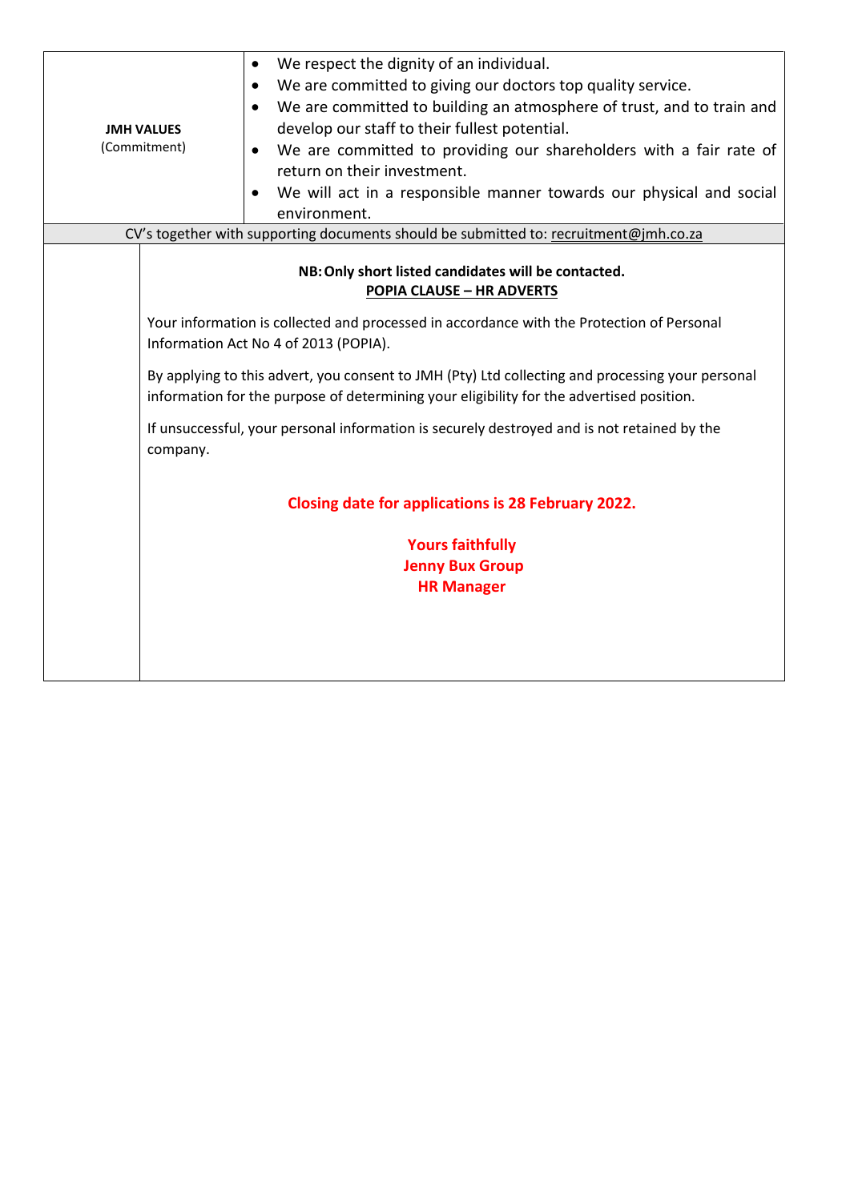| | |
|---|---|
| **JMH VALUES** (Commitment) | • We respect the dignity of an individual.<br>• We are committed to giving our doctors top quality service.<br>• We are committed to building an atmosphere of trust, and to train and develop our staff to their fullest potential.<br>• We are committed to providing our shareholders with a fair rate of return on their investment.<br>• We will act in a responsible manner towards our physical and social environment. |

CV's together with supporting documents should be submitted to: recruitment@jmh.co.za

**NB: Only short listed candidates will be contacted.**

**POPIA CLAUSE – HR ADVERTS**

Your information is collected and processed in accordance with the Protection of Personal Information Act No 4 of 2013 (POPIA).

By applying to this advert, you consent to JMH (Pty) Ltd collecting and processing your personal information for the purpose of determining your eligibility for the advertised position.

If unsuccessful, your personal information is securely destroyed and is not retained by the company.

**Closing date for applications is 28 February 2022.**

**Yours faithfully**
**Jenny Bux Group**
**HR Manager**